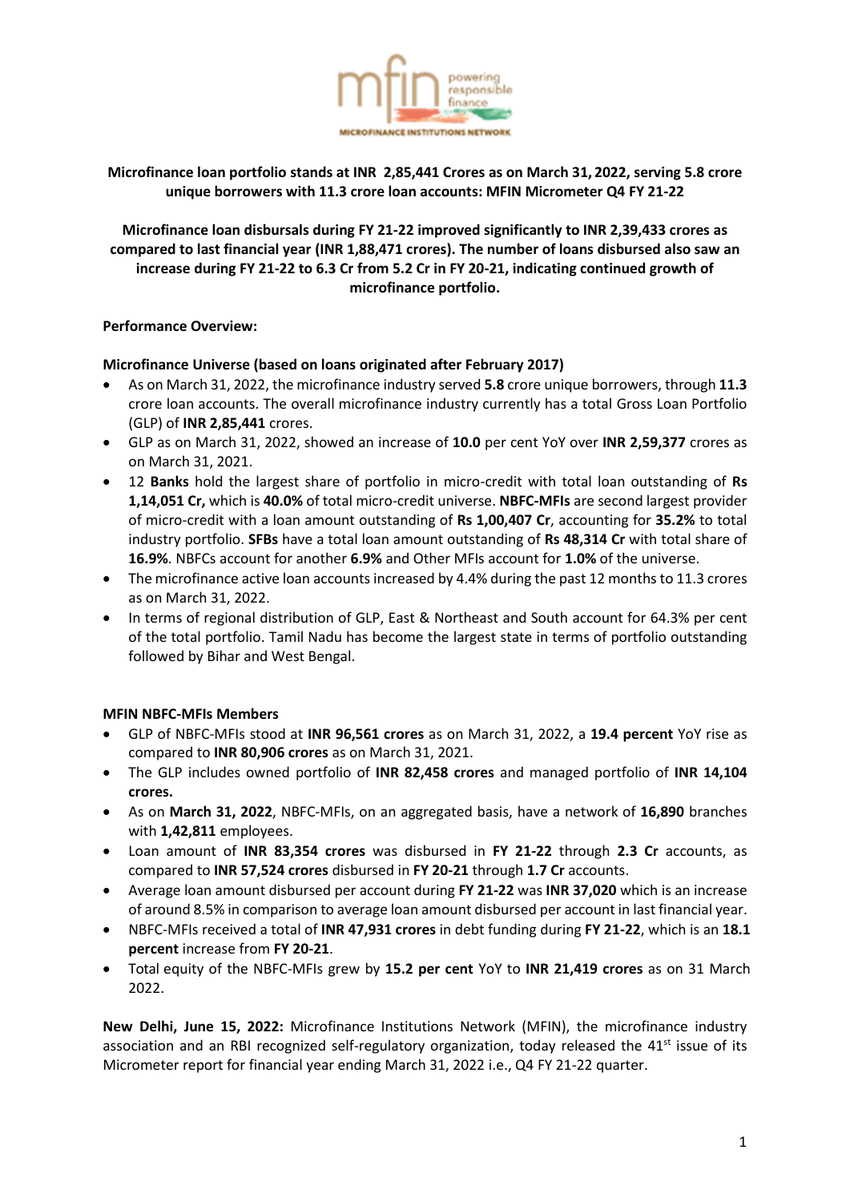**Microfinance loan portfolio stands at INR 2,85,441 Crores as on March 31, 2022, serving 5.8 crore unique borrowers with 11.3 crore loan accounts: MFIN Micrometer Q4 FY 21-22**

**Microfinance loan disbursals during FY 21-22 improved significantly to INR 2,39,433 crores as compared to last financial year (INR 1,88,471 crores). The number of loans disbursed also saw an increase during FY 21-22 to 6.3 Cr from 5.2 Cr in FY 20-21, indicating continued growth of microfinance portfolio.**

**Performance Overview:**

**Microfinance Universe (based on loans originated after February 2017)**

- As on March 31, 2022, the microfinance industry served **5.8** crore unique borrowers, through **11.3** crore loan accounts. The overall microfinance industry currently has a total Gross Loan Portfolio (GLP) of **INR 2,85,441** crores.
- GLP as on March 31, 2022, showed an increase of **10.0** per cent YoY over **INR 2,59,377** crores as on March 31, 2021.
- 12 **Banks** hold the largest share of portfolio in micro-credit with total loan outstanding of **Rs 1,14,051 Cr,** which is **40.0%** of total micro-credit universe. **NBFC-MFIs** are second largest provider of micro-credit with a loan amount outstanding of **Rs 1,00,407 Cr**, accounting for **35.2%** to total industry portfolio. **SFBs** have a total loan amount outstanding of **Rs 48,314 Cr** with total share of **16.9%**. NBFCs account for another **6.9%** and Other MFIs account for **1.0%** of the universe.
- The microfinance active loan accounts increased by 4.4% during the past 12 months to 11.3 crores as on March 31, 2022.
- In terms of regional distribution of GLP, East & Northeast and South account for 64.3% per cent of the total portfolio. Tamil Nadu has become the largest state in terms of portfolio outstanding followed by Bihar and West Bengal.

**MFIN NBFC-MFIs Members**

- GLP of NBFC-MFIs stood at **INR 96,561 crores** as on March 31, 2022, a **19.4 percent** YoY rise as compared to **INR 80,906 crores** as on March 31, 2021.
- The GLP includes owned portfolio of **INR 82,458 crores** and managed portfolio of **INR 14,104 crores.**
- As on **March 31, 2022**, NBFC-MFIs, on an aggregated basis, have a network of **16,890** branches with **1,42,811** employees.
- Loan amount of **INR 83,354 crores** was disbursed in **FY 21-22** through **2.3 Cr** accounts, as compared to **INR 57,524 crores** disbursed in **FY 20-21** through **1.7 Cr** accounts.
- Average loan amount disbursed per account during **FY 21-22** was **INR 37,020** which is an increase of around 8.5% in comparison to average loan amount disbursed per account in last financial year.
- NBFC-MFIs received a total of **INR 47,931 crores** in debt funding during **FY 21-22**, which is an **18.1 percent** increase from **FY 20-21**.
- Total equity of the NBFC-MFIs grew by **15.2 per cent** YoY to **INR 21,419 crores** as on 31 March 2022.

**New Delhi, June 15, 2022:** Microfinance Institutions Network (MFIN), the microfinance industry association and an RBI recognized self-regulatory organization, today released the 41st issue of its Micrometer report for financial year ending March 31, 2022 i.e., Q4 FY 21-22 quarter.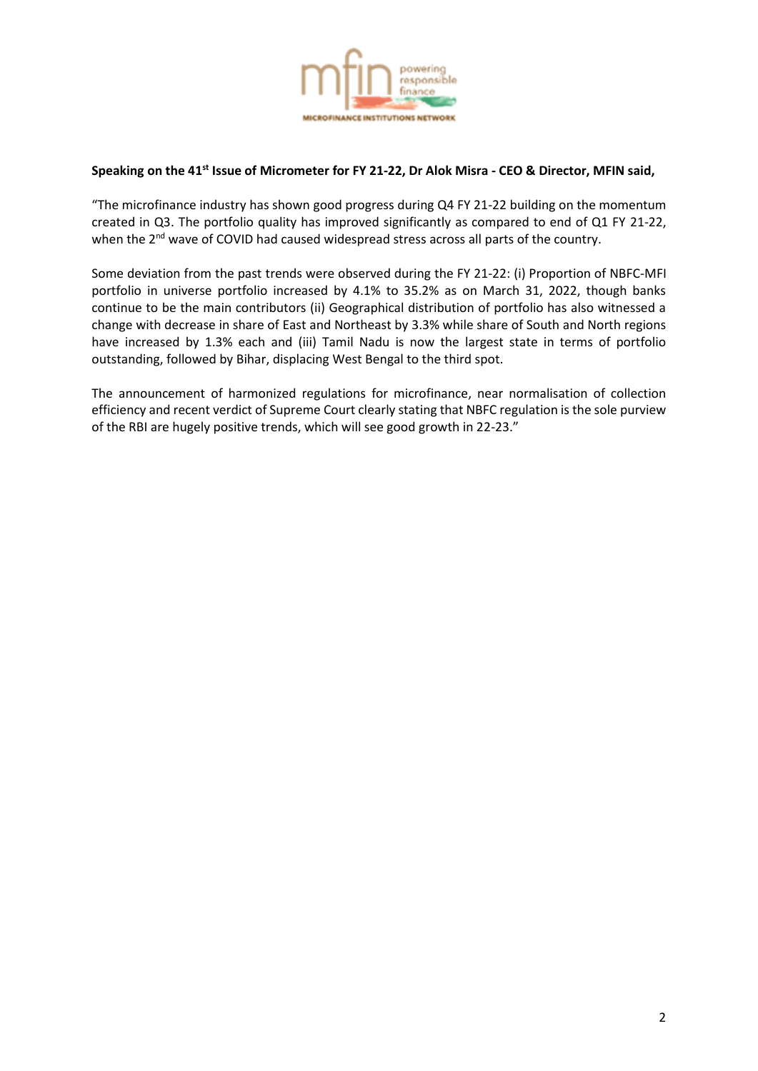**Speaking on the 41st Issue of Micrometer for FY 21-22, Dr Alok Misra - CEO & Director, MFIN said,**

"The microfinance industry has shown good progress during Q4 FY 21-22 building on the momentum created in Q3. The portfolio quality has improved significantly as compared to end of Q1 FY 21-22, when the 2nd wave of COVID had caused widespread stress across all parts of the country.

Some deviation from the past trends were observed during the FY 21-22: (i) Proportion of NBFC-MFI portfolio in universe portfolio increased by 4.1% to 35.2% as on March 31, 2022, though banks continue to be the main contributors (ii) Geographical distribution of portfolio has also witnessed a change with decrease in share of East and Northeast by 3.3% while share of South and North regions have increased by 1.3% each and (iii) Tamil Nadu is now the largest state in terms of portfolio outstanding, followed by Bihar, displacing West Bengal to the third spot.

The announcement of harmonized regulations for microfinance, near normalisation of collection efficiency and recent verdict of Supreme Court clearly stating that NBFC regulation is the sole purview of the RBI are hugely positive trends, which will see good growth in 22-23."